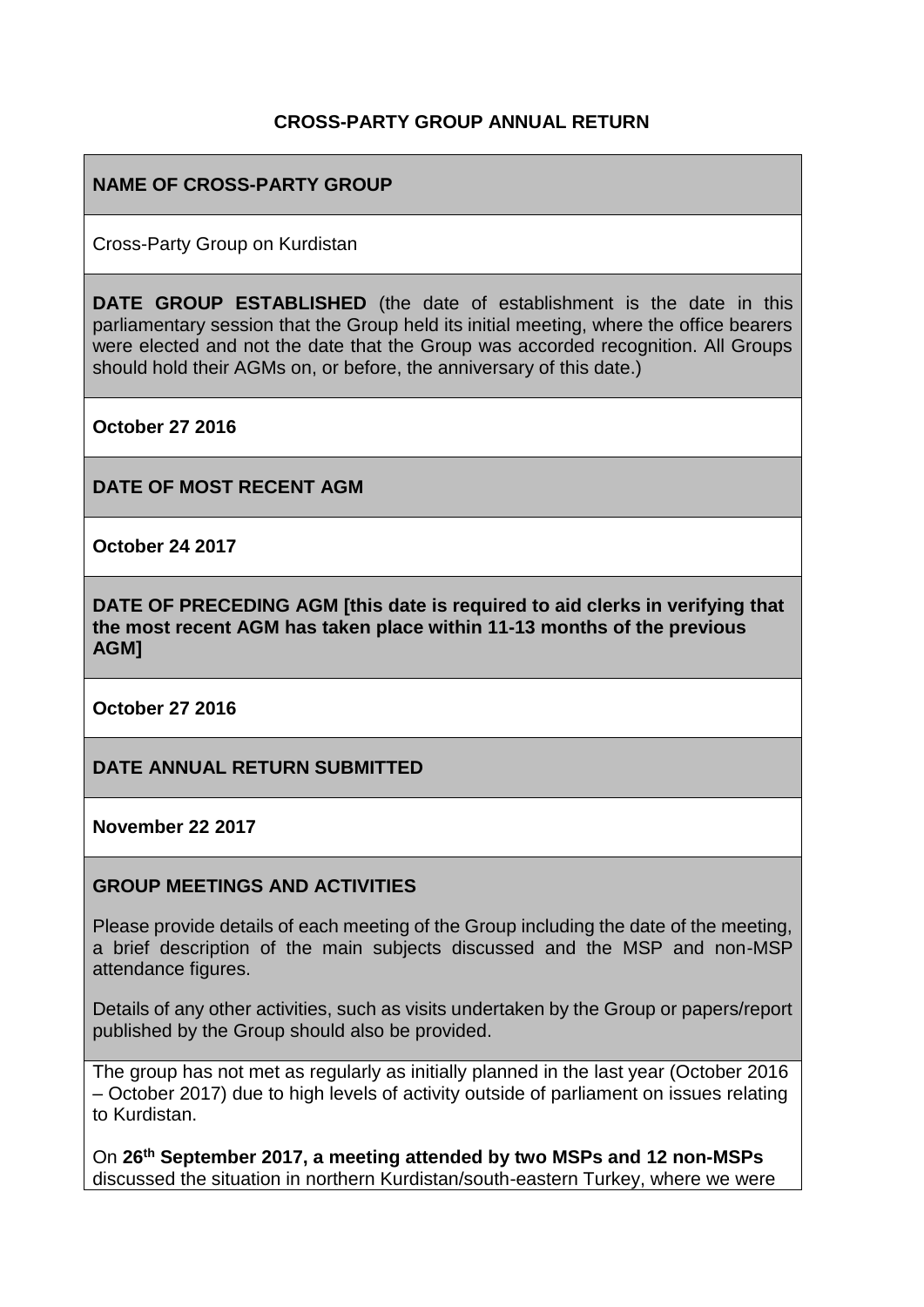**CROSS-PARTY GROUP ANNUAL RETURN**

**NAME OF CROSS-PARTY GROUP**

Cross-Party Group on Kurdistan

**DATE GROUP ESTABLISHED** (the date of establishment is the date in this parliamentary session that the Group held its initial meeting, where the office bearers were elected and not the date that the Group was accorded recognition. All Groups should hold their AGMs on, or before, the anniversary of this date.)

**October 27 2016**

**DATE OF MOST RECENT AGM**

**October 24 2017**

**DATE OF PRECEDING AGM [this date is required to aid clerks in verifying that the most recent AGM has taken place within 11-13 months of the previous AGM]**

**October 27 2016**

**DATE ANNUAL RETURN SUBMITTED**

**November 22 2017**

**GROUP MEETINGS AND ACTIVITIES**

Please provide details of each meeting of the Group including the date of the meeting, a brief description of the main subjects discussed and the MSP and non-MSP attendance figures.

Details of any other activities, such as visits undertaken by the Group or papers/report published by the Group should also be provided.

The group has not met as regularly as initially planned in the last year (October 2016 – October 2017) due to high levels of activity outside of parliament on issues relating to Kurdistan.

On **26th September 2017, a meeting attended by two MSPs and 12 non-MSPs** discussed the situation in northern Kurdistan/south-eastern Turkey, where we were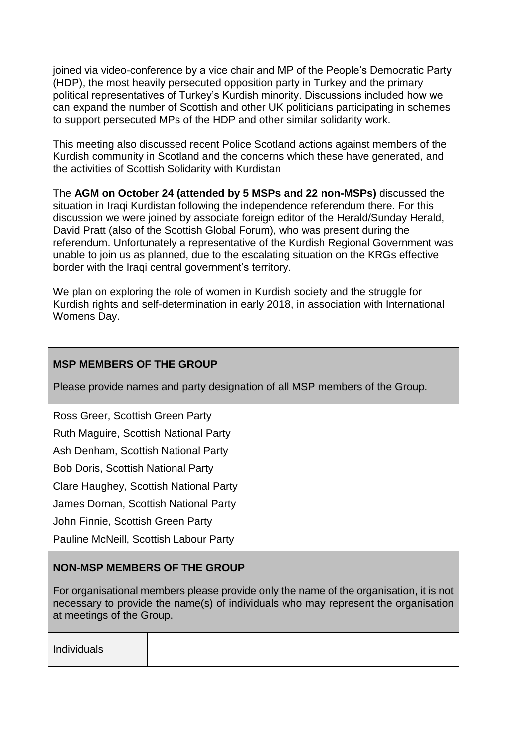joined via video-conference by a vice chair and MP of the People's Democratic Party (HDP), the most heavily persecuted opposition party in Turkey and the primary political representatives of Turkey's Kurdish minority. Discussions included how we can expand the number of Scottish and other UK politicians participating in schemes to support persecuted MPs of the HDP and other similar solidarity work.

This meeting also discussed recent Police Scotland actions against members of the Kurdish community in Scotland and the concerns which these have generated, and the activities of Scottish Solidarity with Kurdistan

The **AGM on October 24 (attended by 5 MSPs and 22 non-MSPs)** discussed the situation in Iraqi Kurdistan following the independence referendum there. For this discussion we were joined by associate foreign editor of the Herald/Sunday Herald, David Pratt (also of the Scottish Global Forum), who was present during the referendum. Unfortunately a representative of the Kurdish Regional Government was unable to join us as planned, due to the escalating situation on the KRGs effective border with the Iraqi central government's territory.

We plan on exploring the role of women in Kurdish society and the struggle for Kurdish rights and self-determination in early 2018, in association with International Womens Day.

**MSP MEMBERS OF THE GROUP**

Please provide names and party designation of all MSP members of the Group.

Ross Greer, Scottish Green Party

Ruth Maguire, Scottish National Party

Ash Denham, Scottish National Party

Bob Doris, Scottish National Party

Clare Haughey, Scottish National Party

James Dornan, Scottish National Party

John Finnie, Scottish Green Party

Pauline McNeill, Scottish Labour Party

**NON-MSP MEMBERS OF THE GROUP**

For organisational members please provide only the name of the organisation, it is not necessary to provide the name(s) of individuals who may represent the organisation at meetings of the Group.

| Individuals | |
|---|---|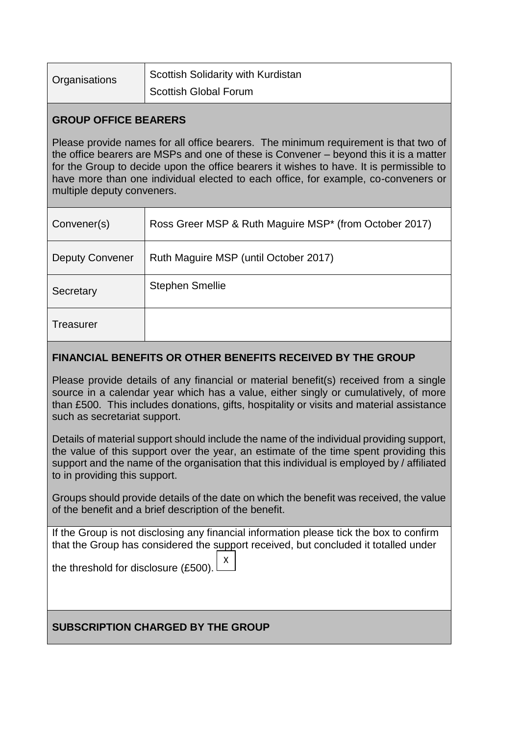| Organisations | Scottish Solidarity with Kurdistan<br>Scottish Global Forum |
|---|---|

**GROUP OFFICE BEARERS**

Please provide names for all office bearers. The minimum requirement is that two of the office bearers are MSPs and one of these is Convener – beyond this it is a matter for the Group to decide upon the office bearers it wishes to have. It is permissible to have more than one individual elected to each office, for example, co-conveners or multiple deputy conveners.

| Convener(s) | Ross Greer MSP & Ruth Maguire MSP* (from October 2017) |
|---|---|
| Deputy Convener | Ruth Maguire MSP (until October 2017) |
| Secretary | Stephen Smellie |
| Treasurer | |

**FINANCIAL BENEFITS OR OTHER BENEFITS RECEIVED BY THE GROUP**

Please provide details of any financial or material benefit(s) received from a single source in a calendar year which has a value, either singly or cumulatively, of more than £500. This includes donations, gifts, hospitality or visits and material assistance such as secretariat support.

Details of material support should include the name of the individual providing support, the value of this support over the year, an estimate of the time spent providing this support and the name of the organisation that this individual is employed by / affiliated to in providing this support.

Groups should provide details of the date on which the benefit was received, the value of the benefit and a brief description of the benefit.

If the Group is not disclosing any financial information please tick the box to confirm that the Group has considered the support received, but concluded it totalled under the threshold for disclosure (£500). [X]

**SUBSCRIPTION CHARGED BY THE GROUP**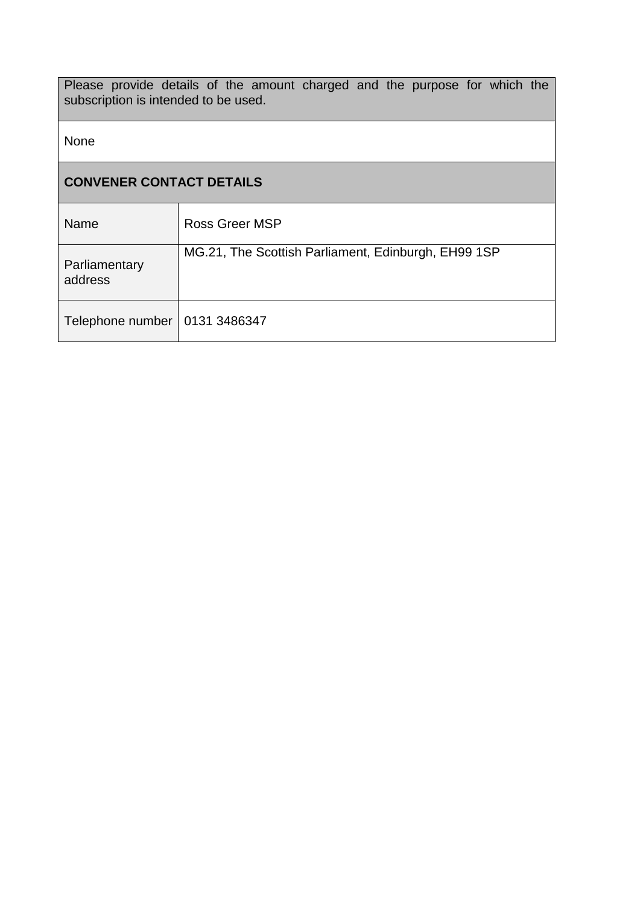| Please provide details of the amount charged and the purpose for which the subscription is intended to be used. |
|---|
| None |

| **CONVENER CONTACT DETAILS** | |
|---|---|
| Name | Ross Greer MSP |
| Parliamentary address | MG.21, The Scottish Parliament, Edinburgh, EH99 1SP |
| Telephone number | 0131 3486347 |